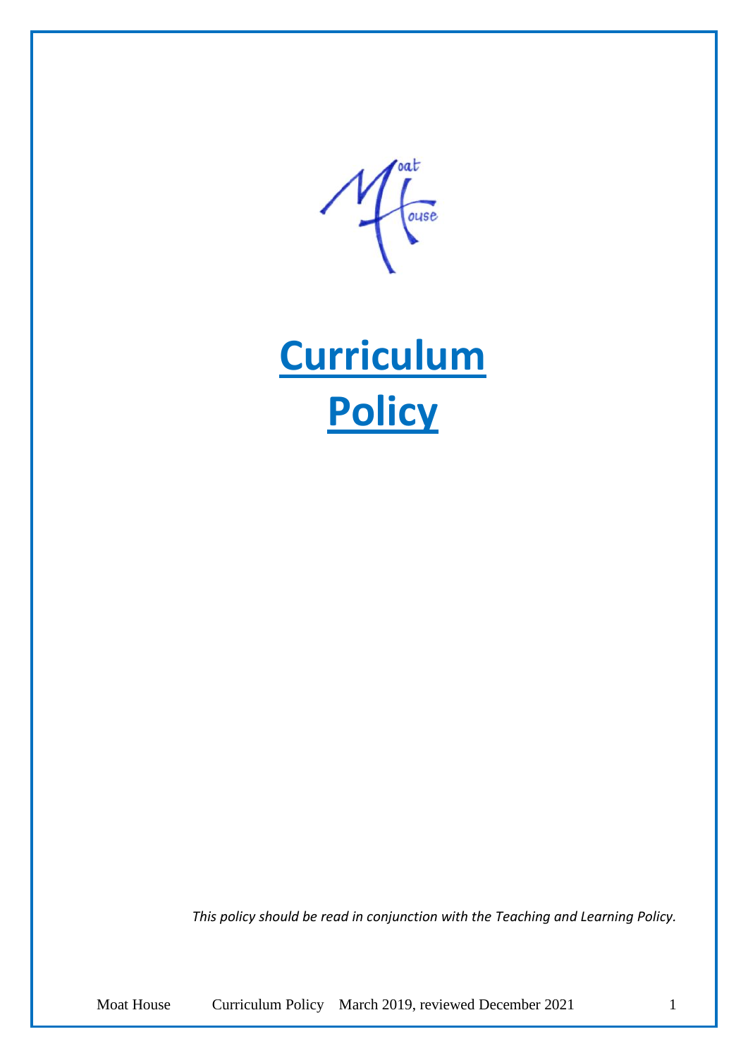# Curriculum Policy

*This policy should be read in conjunction with the Teaching and Learning Policy.*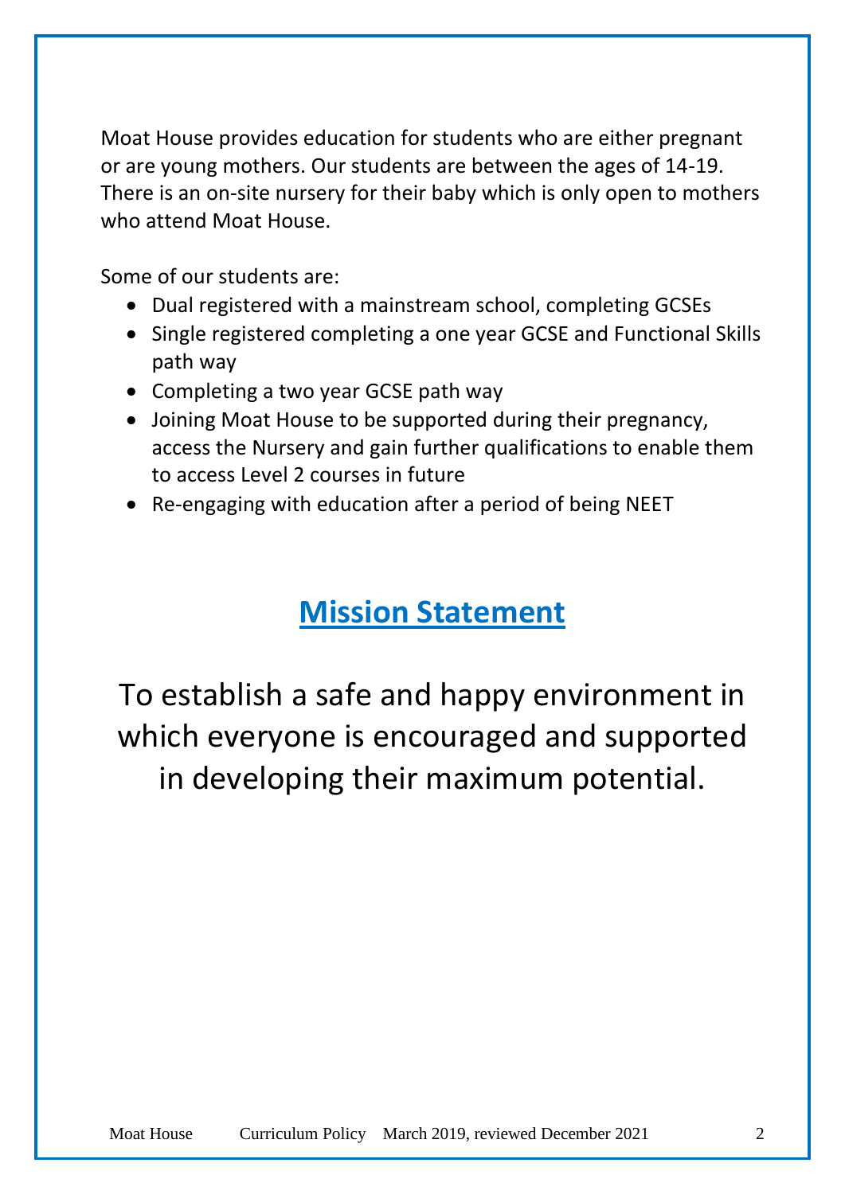Moat House provides education for students who are either pregnant or are young mothers. Our students are between the ages of 14-19. There is an on-site nursery for their baby which is only open to mothers who attend Moat House.

Some of our students are:

- Dual registered with a mainstream school, completing GCSEs
- Single registered completing a one year GCSE and Functional Skills path way
- Completing a two year GCSE path way
- Joining Moat House to be supported during their pregnancy, access the Nursery and gain further qualifications to enable them to access Level 2 courses in future
- Re-engaging with education after a period of being NEET

## Mission Statement

To establish a safe and happy environment in which everyone is encouraged and supported in developing their maximum potential.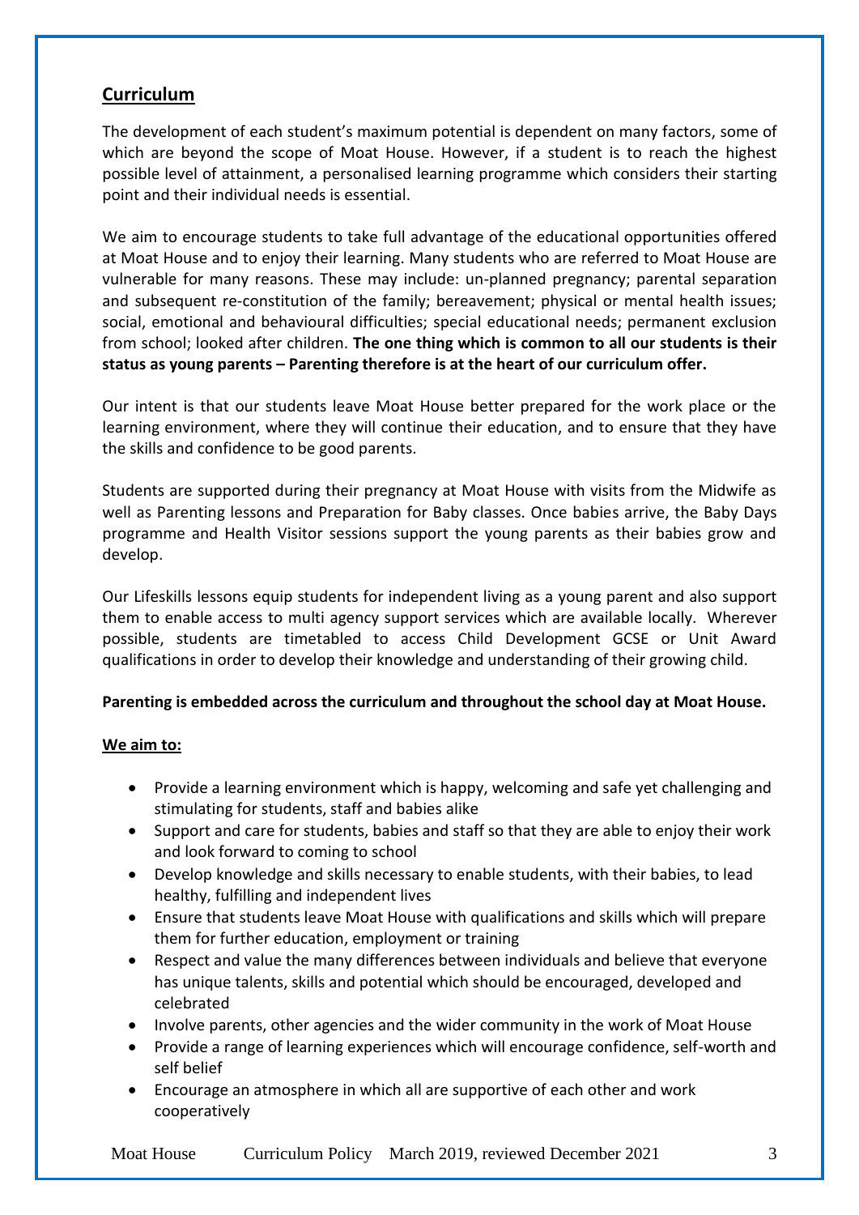## Curriculum

The development of each student's maximum potential is dependent on many factors, some of which are beyond the scope of Moat House. However, if a student is to reach the highest possible level of attainment, a personalised learning programme which considers their starting point and their individual needs is essential.

We aim to encourage students to take full advantage of the educational opportunities offered at Moat House and to enjoy their learning. Many students who are referred to Moat House are vulnerable for many reasons. These may include: un-planned pregnancy; parental separation and subsequent re-constitution of the family; bereavement; physical or mental health issues; social, emotional and behavioural difficulties; special educational needs; permanent exclusion from school; looked after children. **The one thing which is common to all our students is their status as young parents – Parenting therefore is at the heart of our curriculum offer.**

Our intent is that our students leave Moat House better prepared for the work place or the learning environment, where they will continue their education, and to ensure that they have the skills and confidence to be good parents.

Students are supported during their pregnancy at Moat House with visits from the Midwife as well as Parenting lessons and Preparation for Baby classes. Once babies arrive, the Baby Days programme and Health Visitor sessions support the young parents as their babies grow and develop.

Our Lifeskills lessons equip students for independent living as a young parent and also support them to enable access to multi agency support services which are available locally. Wherever possible, students are timetabled to access Child Development GCSE or Unit Award qualifications in order to develop their knowledge and understanding of their growing child.

**Parenting is embedded across the curriculum and throughout the school day at Moat House.**

**We aim to:**

- Provide a learning environment which is happy, welcoming and safe yet challenging and stimulating for students, staff and babies alike
- Support and care for students, babies and staff so that they are able to enjoy their work and look forward to coming to school
- Develop knowledge and skills necessary to enable students, with their babies, to lead healthy, fulfilling and independent lives
- Ensure that students leave Moat House with qualifications and skills which will prepare them for further education, employment or training
- Respect and value the many differences between individuals and believe that everyone has unique talents, skills and potential which should be encouraged, developed and celebrated
- Involve parents, other agencies and the wider community in the work of Moat House
- Provide a range of learning experiences which will encourage confidence, self-worth and self belief
- Encourage an atmosphere in which all are supportive of each other and work cooperatively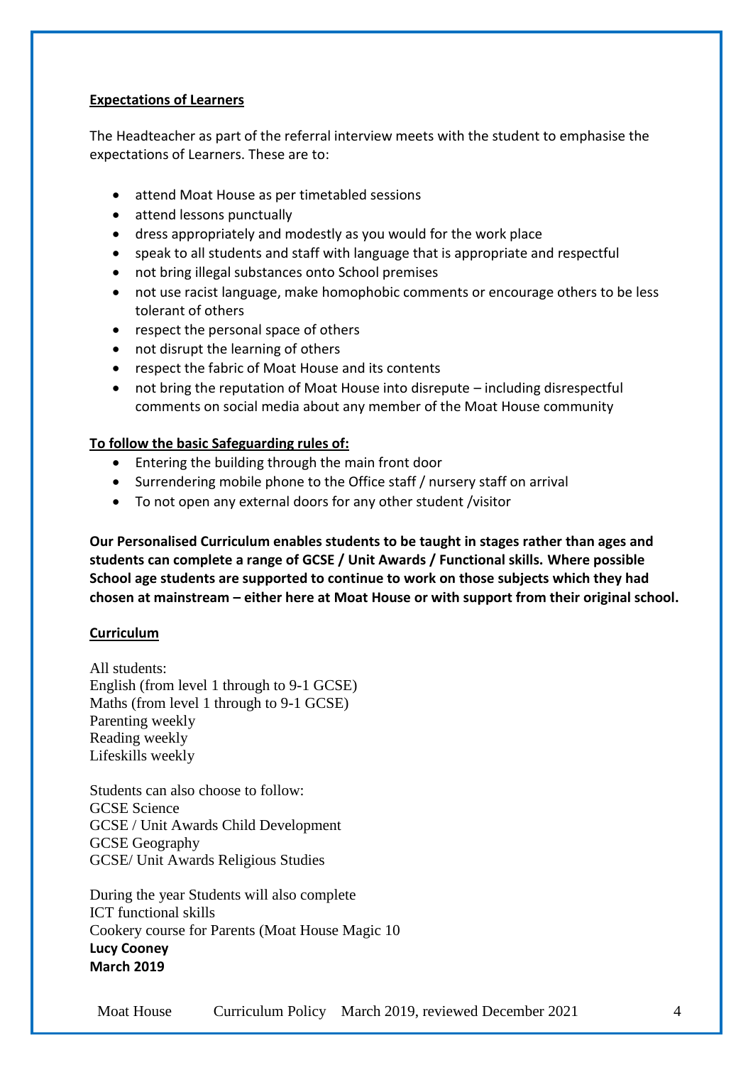**Expectations of Learners**

The Headteacher as part of the referral interview meets with the student to emphasise the expectations of Learners. These are to:

- attend Moat House as per timetabled sessions
- attend lessons punctually
- dress appropriately and modestly as you would for the work place
- speak to all students and staff with language that is appropriate and respectful
- not bring illegal substances onto School premises
- not use racist language, make homophobic comments or encourage others to be less tolerant of others
- respect the personal space of others
- not disrupt the learning of others
- respect the fabric of Moat House and its contents
- not bring the reputation of Moat House into disrepute – including disrespectful comments on social media about any member of the Moat House community

**To follow the basic Safeguarding rules of:**

- Entering the building through the main front door
- Surrendering mobile phone to the Office staff / nursery staff on arrival
- To not open any external doors for any other student /visitor

**Our Personalised Curriculum enables students to be taught in stages rather than ages and students can complete a range of GCSE / Unit Awards / Functional skills. Where possible School age students are supported to continue to work on those subjects which they had chosen at mainstream – either here at Moat House or with support from their original school.**

**Curriculum**

All students:
English (from level 1 through to 9-1 GCSE)
Maths (from level 1 through to 9-1 GCSE)
Parenting weekly
Reading weekly
Lifeskills weekly

Students can also choose to follow:
GCSE Science
GCSE / Unit Awards Child Development
GCSE Geography
GCSE/ Unit Awards Religious Studies

During the year Students will also complete
ICT functional skills
Cookery course for Parents (Moat House Magic 10

**Lucy Cooney**
**March 2019**